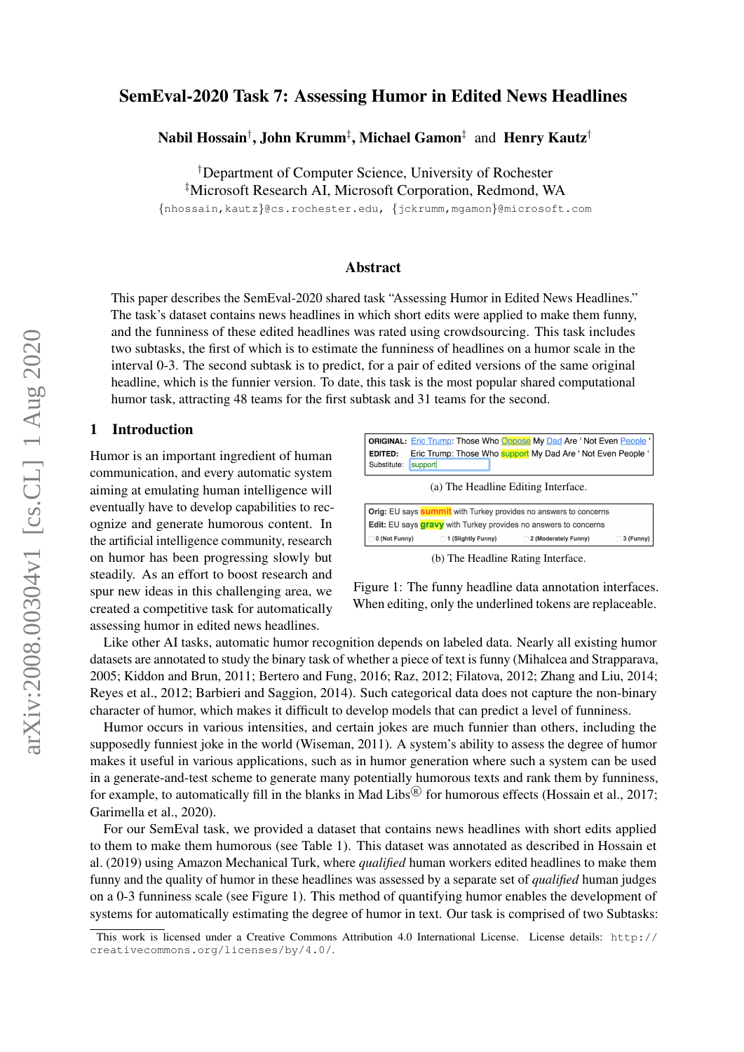# SemEval-2020 Task 7: Assessing Humor in Edited News Headlines

**Nabil Hossain**[†], **John Krumm**[‡], **Michael Gamon**[‡] and **Henry Kautz**[†]

[†]Department of Computer Science, University of Rochester
[‡]Microsoft Research AI, Microsoft Corporation, Redmond, WA

{nhossain,kautz}@cs.rochester.edu, {jckrumm,mgamon}@microsoft.com

## Abstract

This paper describes the SemEval-2020 shared task "Assessing Humor in Edited News Headlines." The task's dataset contains news headlines in which short edits were applied to make them funny, and the funniness of these edited headlines was rated using crowdsourcing. This task includes two subtasks, the first of which is to estimate the funniness of headlines on a humor scale in the interval 0-3. The second subtask is to predict, for a pair of edited versions of the same original headline, which is the funnier version. To date, this task is the most popular shared computational humor task, attracting 48 teams for the first subtask and 31 teams for the second.

## 1 Introduction

Humor is an important ingredient of human communication, and every automatic system aiming at emulating human intelligence will eventually have to develop capabilities to recognize and generate humorous content. In the artificial intelligence community, research on humor has been progressing slowly but steadily. As an effort to boost research and spur new ideas in this challenging area, we created a competitive task for automatically assessing humor in edited news headlines.

ORIGINAL: Eric Trump: Those Who Oppose My Dad Are ' Not Even People '
EDITED: Eric Trump: Those Who support My Dad Are ' Not Even People '
Substitute: support

(a) The Headline Editing Interface.

Orig: EU says summit with Turkey provides no answers to concerns
Edit: EU says gravy with Turkey provides no answers to concerns
0 (Not Funny) | 1 (Slightly Funny) | 2 (Moderately Funny) | 3 (Funny)

(b) The Headline Rating Interface.

Figure 1: The funny headline data annotation interfaces. When editing, only the underlined tokens are replaceable.

Like other AI tasks, automatic humor recognition depends on labeled data. Nearly all existing humor datasets are annotated to study the binary task of whether a piece of text is funny (Mihalcea and Strapparava, 2005; Kiddon and Brun, 2011; Bertero and Fung, 2016; Raz, 2012; Filatova, 2012; Zhang and Liu, 2014; Reyes et al., 2012; Barbieri and Saggion, 2014). Such categorical data does not capture the non-binary character of humor, which makes it difficult to develop models that can predict a level of funniness.

Humor occurs in various intensities, and certain jokes are much funnier than others, including the supposedly funniest joke in the world (Wiseman, 2011). A system's ability to assess the degree of humor makes it useful in various applications, such as in humor generation where such a system can be used in a generate-and-test scheme to generate many potentially humorous texts and rank them by funniness, for example, to automatically fill in the blanks in Mad Libs® for humorous effects (Hossain et al., 2017; Garimella et al., 2020).

For our SemEval task, we provided a dataset that contains news headlines with short edits applied to them to make them humorous (see Table 1). This dataset was annotated as described in Hossain et al. (2019) using Amazon Mechanical Turk, where *qualified* human workers edited headlines to make them funny and the quality of humor in these headlines was assessed by a separate set of *qualified* human judges on a 0-3 funniness scale (see Figure 1). This method of quantifying humor enables the development of systems for automatically estimating the degree of humor in text. Our task is comprised of two Subtasks:

This work is licensed under a Creative Commons Attribution 4.0 International License. License details: http://creativecommons.org/licenses/by/4.0/.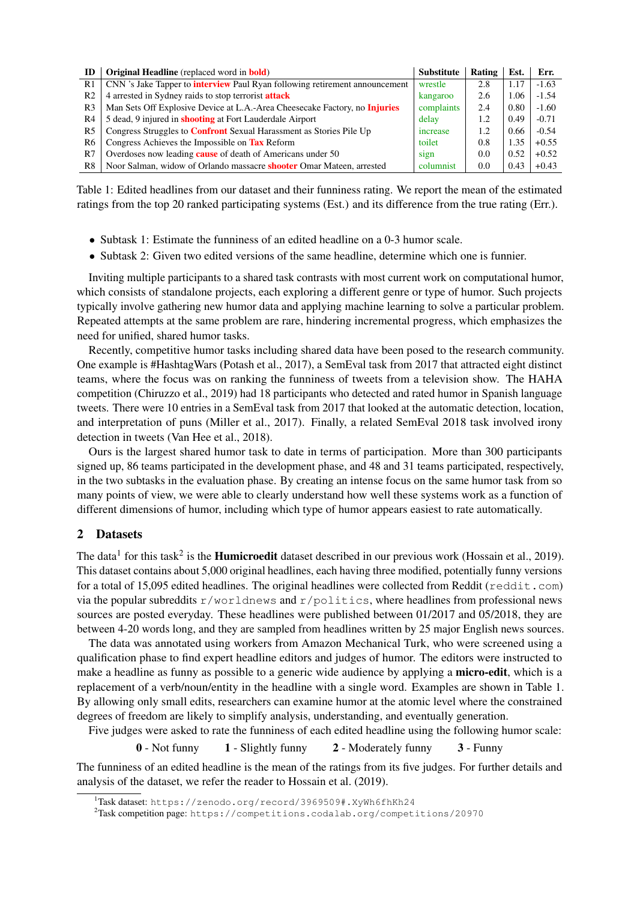| ID | **Original Headline** (replaced word in **bold**) | Substitute | Rating | Est. | Err. |
|---|---|---|---|---|---|
| R1 | CNN 's Jake Tapper to **interview** Paul Ryan following retirement announcement | wrestle | 2.8 | 1.17 | -1.63 |
| R2 | 4 arrested in Sydney raids to stop terrorist **attack** | kangaroo | 2.6 | 1.06 | -1.54 |
| R3 | Man Sets Off Explosive Device at L.A.-Area Cheesecake Factory, no **Injuries** | complaints | 2.4 | 0.80 | -1.60 |
| R4 | 5 dead, 9 injured in **shooting** at Fort Lauderdale Airport | delay | 1.2 | 0.49 | -0.71 |
| R5 | Congress Struggles to **Confront** Sexual Harassment as Stories Pile Up | increase | 1.2 | 0.66 | -0.54 |
| R6 | Congress Achieves the Impossible on **Tax** Reform | toilet | 0.8 | 1.35 | +0.55 |
| R7 | Overdoses now leading **cause** of death of Americans under 50 | sign | 0.0 | 0.52 | +0.52 |
| R8 | Noor Salman, widow of Orlando massacre **shooter** Omar Mateen, arrested | columnist | 0.0 | 0.43 | +0.43 |

Table 1: Edited headlines from our dataset and their funniness rating. We report the mean of the estimated ratings from the top 20 ranked participating systems (Est.) and its difference from the true rating (Err.).

- Subtask 1: Estimate the funniness of an edited headline on a 0-3 humor scale.
- Subtask 2: Given two edited versions of the same headline, determine which one is funnier.

Inviting multiple participants to a shared task contrasts with most current work on computational humor, which consists of standalone projects, each exploring a different genre or type of humor. Such projects typically involve gathering new humor data and applying machine learning to solve a particular problem. Repeated attempts at the same problem are rare, hindering incremental progress, which emphasizes the need for unified, shared humor tasks.

Recently, competitive humor tasks including shared data have been posed to the research community. One example is #HashtagWars (Potash et al., 2017), a SemEval task from 2017 that attracted eight distinct teams, where the focus was on ranking the funniness of tweets from a television show. The HAHA competition (Chiruzzo et al., 2019) had 18 participants who detected and rated humor in Spanish language tweets. There were 10 entries in a SemEval task from 2017 that looked at the automatic detection, location, and interpretation of puns (Miller et al., 2017). Finally, a related SemEval 2018 task involved irony detection in tweets (Van Hee et al., 2018).

Ours is the largest shared humor task to date in terms of participation. More than 300 participants signed up, 86 teams participated in the development phase, and 48 and 31 teams participated, respectively, in the two subtasks in the evaluation phase. By creating an intense focus on the same humor task from so many points of view, we were able to clearly understand how well these systems work as a function of different dimensions of humor, including which type of humor appears easiest to rate automatically.

## 2 Datasets

The data[1] for this task[2] is the **Humicroedit** dataset described in our previous work (Hossain et al., 2019). This dataset contains about 5,000 original headlines, each having three modified, potentially funny versions for a total of 15,095 edited headlines. The original headlines were collected from Reddit (`reddit.com`) via the popular subreddits `r/worldnews` and `r/politics`, where headlines from professional news sources are posted everyday. These headlines were published between 01/2017 and 05/2018, they are between 4-20 words long, and they are sampled from headlines written by 25 major English news sources.

The data was annotated using workers from Amazon Mechanical Turk, who were screened using a qualification phase to find expert headline editors and judges of humor. The editors were instructed to make a headline as funny as possible to a generic wide audience by applying a **micro-edit**, which is a replacement of a verb/noun/entity in the headline with a single word. Examples are shown in Table 1. By allowing only small edits, researchers can examine humor at the atomic level where the constrained degrees of freedom are likely to simplify analysis, understanding, and eventually generation.

Five judges were asked to rate the funniness of each edited headline using the following humor scale:

**0** - Not funny  **1** - Slightly funny  **2** - Moderately funny  **3** - Funny

The funniness of an edited headline is the mean of the ratings from its five judges. For further details and analysis of the dataset, we refer the reader to Hossain et al. (2019).

[1] Task dataset: `https://zenodo.org/record/3969509#.XyWh6fhKh24`

[2] Task competition page: `https://competitions.codalab.org/competitions/20970`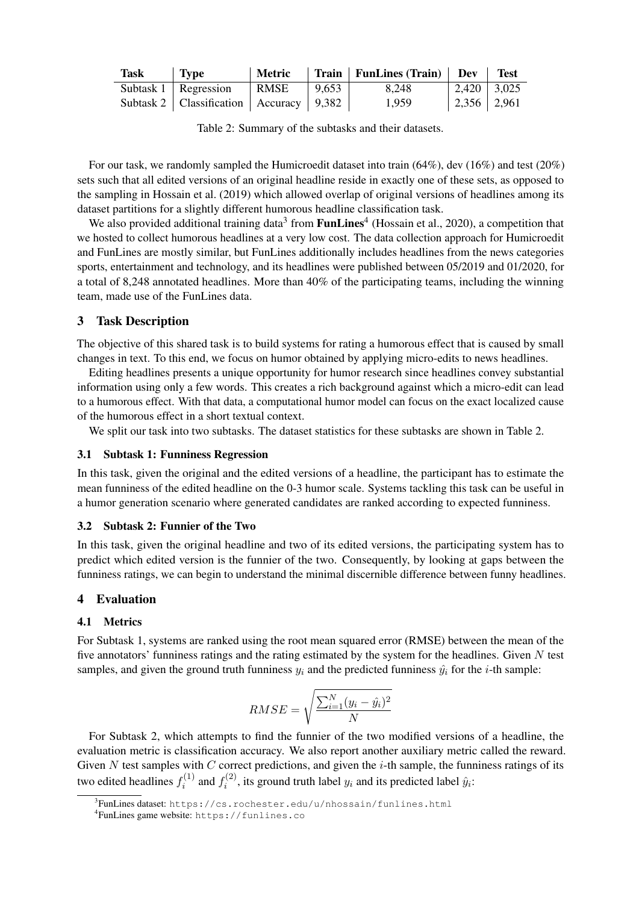| Task | Type | Metric | Train | FunLines (Train) | Dev | Test |
|---|---|---|---|---|---|---|
| Subtask 1 | Regression | RMSE | 9,653 | 8,248 | 2,420 | 3,025 |
| Subtask 2 | Classification | Accuracy | 9,382 | 1,959 | 2,356 | 2,961 |

Table 2: Summary of the subtasks and their datasets.

For our task, we randomly sampled the Humicroedit dataset into train (64%), dev (16%) and test (20%) sets such that all edited versions of an original headline reside in exactly one of these sets, as opposed to the sampling in Hossain et al. (2019) which allowed overlap of original versions of headlines among its dataset partitions for a slightly different humorous headline classification task.

We also provided additional training data[3] from **FunLines**[4] (Hossain et al., 2020), a competition that we hosted to collect humorous headlines at a very low cost. The data collection approach for Humicroedit and FunLines are mostly similar, but FunLines additionally includes headlines from the news categories sports, entertainment and technology, and its headlines were published between 05/2019 and 01/2020, for a total of 8,248 annotated headlines. More than 40% of the participating teams, including the winning team, made use of the FunLines data.

## 3 Task Description

The objective of this shared task is to build systems for rating a humorous effect that is caused by small changes in text. To this end, we focus on humor obtained by applying micro-edits to news headlines.

Editing headlines presents a unique opportunity for humor research since headlines convey substantial information using only a few words. This creates a rich background against which a micro-edit can lead to a humorous effect. With that data, a computational humor model can focus on the exact localized cause of the humorous effect in a short textual context.

We split our task into two subtasks. The dataset statistics for these subtasks are shown in Table 2.

### 3.1 Subtask 1: Funniness Regression

In this task, given the original and the edited versions of a headline, the participant has to estimate the mean funniness of the edited headline on the 0-3 humor scale. Systems tackling this task can be useful in a humor generation scenario where generated candidates are ranked according to expected funniness.

### 3.2 Subtask 2: Funnier of the Two

In this task, given the original headline and two of its edited versions, the participating system has to predict which edited version is the funnier of the two. Consequently, by looking at gaps between the funniness ratings, we can begin to understand the minimal discernible difference between funny headlines.

## 4 Evaluation

### 4.1 Metrics

For Subtask 1, systems are ranked using the root mean squared error (RMSE) between the mean of the five annotators' funniness ratings and the rating estimated by the system for the headlines. Given $N$ test samples, and given the ground truth funniness $y_i$ and the predicted funniness $\hat{y}_i$ for the $i$-th sample:

$$RMSE = \sqrt{\frac{\sum_{i=1}^{N}(y_i - \hat{y}_i)^2}{N}}$$

For Subtask 2, which attempts to find the funnier of the two modified versions of a headline, the evaluation metric is classification accuracy. We also report another auxiliary metric called the reward. Given $N$ test samples with $C$ correct predictions, and given the $i$-th sample, the funniness ratings of its two edited headlines $f_i^{(1)}$ and $f_i^{(2)}$, its ground truth label $y_i$ and its predicted label $\hat{y}_i$:

[3] FunLines dataset: https://cs.rochester.edu/u/nhossain/funlines.html

[4] FunLines game website: https://funlines.co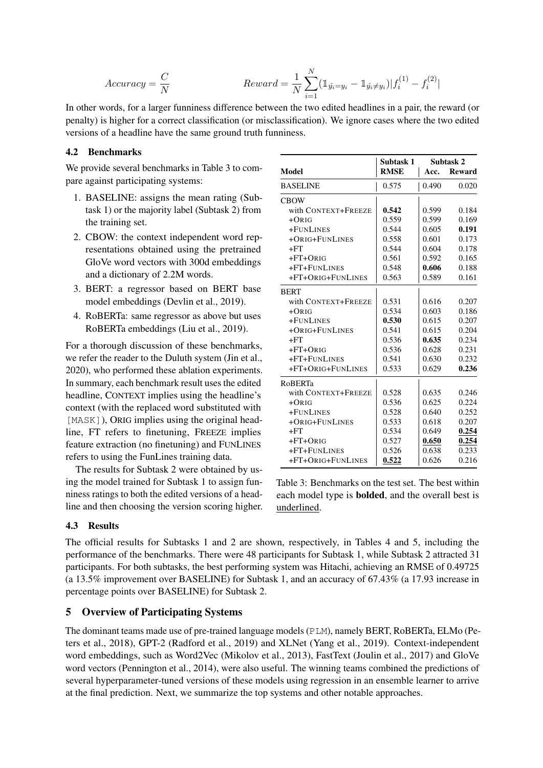$$Accuracy = \frac{C}{N} \qquad\qquad Reward = \frac{1}{N}\sum_{i=1}^{N}(\mathbb{1}_{\hat{y_i}=y_i} - \mathbb{1}_{\hat{y_i}\neq y_i})|f_i^{(1)} - f_i^{(2)}|$$

In other words, for a larger funniness difference between the two edited headlines in a pair, the reward (or penalty) is higher for a correct classification (or misclassification). We ignore cases where the two edited versions of a headline have the same ground truth funniness.

### 4.2 Benchmarks

We provide several benchmarks in Table 3 to compare against participating systems:

1. BASELINE: assigns the mean rating (Subtask 1) or the majority label (Subtask 2) from the training set.
2. CBOW: the context independent word representations obtained using the pretrained GloVe word vectors with 300d embeddings and a dictionary of 2.2M words.
3. BERT: a regressor based on BERT base model embeddings (Devlin et al., 2019).
4. RoBERTa: same regressor as above but uses RoBERTa embeddings (Liu et al., 2019).

For a thorough discussion of these benchmarks, we refer the reader to the Duluth system (Jin et al., 2020), who performed these ablation experiments. In summary, each benchmark result uses the edited headline, CONTEXT implies using the headline's context (with the replaced word substituted with [MASK]), ORIG implies using the original headline, FT refers to finetuning, FREEZE implies feature extraction (no finetuning) and FUNLINES refers to using the FunLines training data.

The results for Subtask 2 were obtained by using the model trained for Subtask 1 to assign funniness ratings to both the edited versions of a headline and then choosing the version scoring higher.

| | Subtask 1 | Subtask 2 | |
|---|---|---|---|
| **Model** | **RMSE** | **Acc.** | **Reward** |
| BASELINE | 0.575 | 0.490 | 0.020 |
| CBOW | | | |
| with CONTEXT+FREEZE | **0.542** | 0.599 | 0.184 |
| +ORIG | 0.559 | 0.599 | 0.169 |
| +FUNLINES | 0.544 | 0.605 | **0.191** |
| +ORIG+FUNLINES | 0.558 | 0.601 | 0.173 |
| +FT | 0.544 | 0.604 | 0.178 |
| +FT+ORIG | 0.561 | 0.592 | 0.165 |
| +FT+FUNLINES | 0.548 | **0.606** | 0.188 |
| +FT+ORIG+FUNLINES | 0.563 | 0.589 | 0.161 |
| BERT | | | |
| with CONTEXT+FREEZE | 0.531 | 0.616 | 0.207 |
| +ORIG | 0.534 | 0.603 | 0.186 |
| +FUNLINES | **0.530** | 0.615 | 0.207 |
| +ORIG+FUNLINES | 0.541 | 0.615 | 0.204 |
| +FT | 0.536 | **0.635** | 0.234 |
| +FT+ORIG | 0.536 | 0.628 | 0.231 |
| +FT+FUNLINES | 0.541 | 0.630 | 0.232 |
| +FT+ORIG+FUNLINES | 0.533 | 0.629 | **0.236** |
| RoBERTa | | | |
| with CONTEXT+FREEZE | 0.528 | 0.635 | 0.246 |
| +ORIG | 0.536 | 0.625 | 0.224 |
| +FUNLINES | 0.528 | 0.640 | 0.252 |
| +ORIG+FUNLINES | 0.533 | 0.618 | 0.207 |
| +FT | 0.534 | 0.649 | <u>**0.254**</u> |
| +FT+ORIG | 0.527 | <u>**0.650**</u> | <u>**0.254**</u> |
| +FT+FUNLINES | 0.526 | 0.638 | 0.233 |
| +FT+ORIG+FUNLINES | <u>**0.522**</u> | 0.626 | 0.216 |

Table 3: Benchmarks on the test set. The best within each model type is **bolded**, and the overall best is <u>underlined</u>.

### 4.3 Results

The official results for Subtasks 1 and 2 are shown, respectively, in Tables 4 and 5, including the performance of the benchmarks. There were 48 participants for Subtask 1, while Subtask 2 attracted 31 participants. For both subtasks, the best performing system was Hitachi, achieving an RMSE of 0.49725 (a 13.5% improvement over BASELINE) for Subtask 1, and an accuracy of 67.43% (a 17.93 increase in percentage points over BASELINE) for Subtask 2.

## 5 Overview of Participating Systems

The dominant teams made use of pre-trained language models (PLM), namely BERT, RoBERTa, ELMo (Peters et al., 2018), GPT-2 (Radford et al., 2019) and XLNet (Yang et al., 2019). Context-independent word embeddings, such as Word2Vec (Mikolov et al., 2013), FastText (Joulin et al., 2017) and GloVe word vectors (Pennington et al., 2014), were also useful. The winning teams combined the predictions of several hyperparameter-tuned versions of these models using regression in an ensemble learner to arrive at the final prediction. Next, we summarize the top systems and other notable approaches.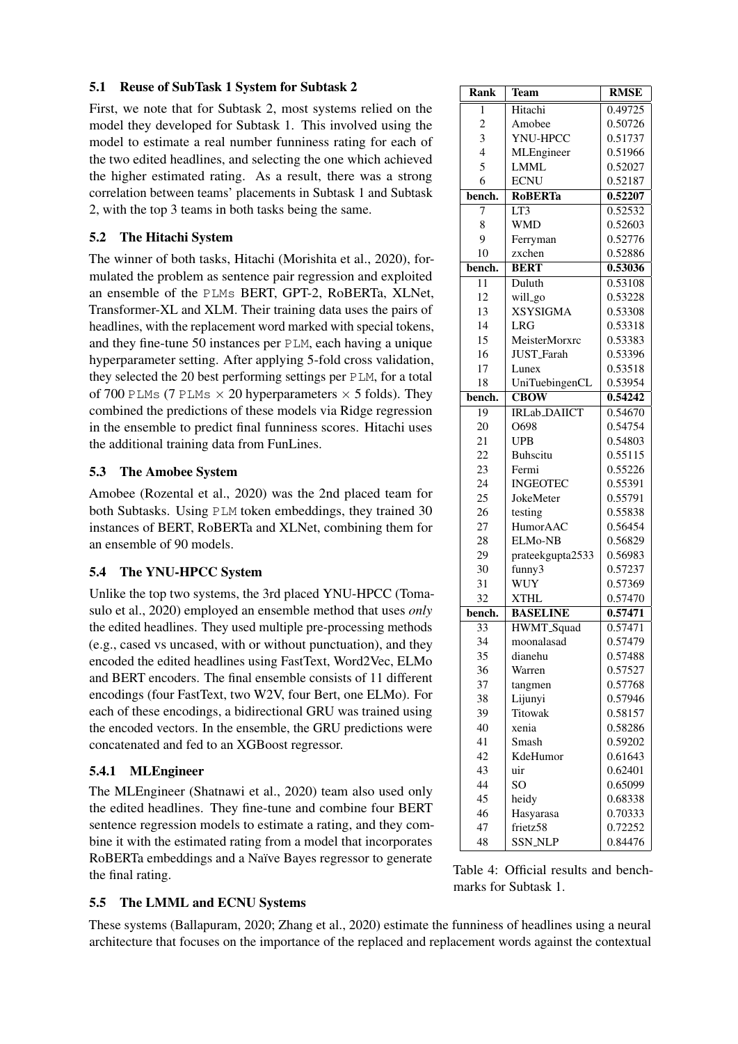### 5.1 Reuse of SubTask 1 System for Subtask 2

First, we note that for Subtask 2, most systems relied on the model they developed for Subtask 1. This involved using the model to estimate a real number funniness rating for each of the two edited headlines, and selecting the one which achieved the higher estimated rating. As a result, there was a strong correlation between teams' placements in Subtask 1 and Subtask 2, with the top 3 teams in both tasks being the same.

### 5.2 The Hitachi System

The winner of both tasks, Hitachi (Morishita et al., 2020), formulated the problem as sentence pair regression and exploited an ensemble of the PLMs BERT, GPT-2, RoBERTa, XLNet, Transformer-XL and XLM. Their training data uses the pairs of headlines, with the replacement word marked with special tokens, and they fine-tune 50 instances per PLM, each having a unique hyperparameter setting. After applying 5-fold cross validation, they selected the 20 best performing settings per PLM, for a total of 700 PLMs (7 PLMs $\times$ 20 hyperparameters $\times$ 5 folds). They combined the predictions of these models via Ridge regression in the ensemble to predict final funniness scores. Hitachi uses the additional training data from FunLines.

### 5.3 The Amobee System

Amobee (Rozental et al., 2020) was the 2nd placed team for both Subtasks. Using PLM token embeddings, they trained 30 instances of BERT, RoBERTa and XLNet, combining them for an ensemble of 90 models.

### 5.4 The YNU-HPCC System

Unlike the top two systems, the 3rd placed YNU-HPCC (Tomasulo et al., 2020) employed an ensemble method that uses *only* the edited headlines. They used multiple pre-processing methods (e.g., cased vs uncased, with or without punctuation), and they encoded the edited headlines using FastText, Word2Vec, ELMo and BERT encoders. The final ensemble consists of 11 different encodings (four FastText, two W2V, four Bert, one ELMo). For each of these encodings, a bidirectional GRU was trained using the encoded vectors. In the ensemble, the GRU predictions were concatenated and fed to an XGBoost regressor.

#### 5.4.1 MLEngineer

The MLEngineer (Shatnawi et al., 2020) team also used only the edited headlines. They fine-tune and combine four BERT sentence regression models to estimate a rating, and they combine it with the estimated rating from a model that incorporates RoBERTa embeddings and a Naïve Bayes regressor to generate the final rating.

| Rank | Team | RMSE |
|---|---|---|
| 1 | Hitachi | 0.49725 |
| 2 | Amobee | 0.50726 |
| 3 | YNU-HPCC | 0.51737 |
| 4 | MLEngineer | 0.51966 |
| 5 | LMML | 0.52027 |
| 6 | ECNU | 0.52187 |
| **bench.** | **RoBERTa** | **0.52207** |
| 7 | LT3 | 0.52532 |
| 8 | WMD | 0.52603 |
| 9 | Ferryman | 0.52776 |
| 10 | zxchen | 0.52886 |
| **bench.** | **BERT** | **0.53036** |
| 11 | Duluth | 0.53108 |
| 12 | will_go | 0.53228 |
| 13 | XSYSIGMA | 0.53308 |
| 14 | LRG | 0.53318 |
| 15 | MeisterMorxrc | 0.53383 |
| 16 | JUST_Farah | 0.53396 |
| 17 | Lunex | 0.53518 |
| 18 | UniTuebingenCL | 0.53954 |
| **bench.** | **CBOW** | **0.54242** |
| 19 | IRLab_DAIICT | 0.54670 |
| 20 | O698 | 0.54754 |
| 21 | UPB | 0.54803 |
| 22 | Buhscitu | 0.55115 |
| 23 | Fermi | 0.55226 |
| 24 | INGEOTEC | 0.55391 |
| 25 | JokeMeter | 0.55791 |
| 26 | testing | 0.55838 |
| 27 | HumorAAC | 0.56454 |
| 28 | ELMo-NB | 0.56829 |
| 29 | prateekgupta2533 | 0.56983 |
| 30 | funny3 | 0.57237 |
| 31 | WUY | 0.57369 |
| 32 | XTHL | 0.57470 |
| **bench.** | **BASELINE** | **0.57471** |
| 33 | HWMT_Squad | 0.57471 |
| 34 | moonalasad | 0.57479 |
| 35 | dianehu | 0.57488 |
| 36 | Warren | 0.57527 |
| 37 | tangmen | 0.57768 |
| 38 | Lijunyi | 0.57946 |
| 39 | Titowak | 0.58157 |
| 40 | xenia | 0.58286 |
| 41 | Smash | 0.59202 |
| 42 | KdeHumor | 0.61643 |
| 43 | uir | 0.62401 |
| 44 | SO | 0.65099 |
| 45 | heidy | 0.68338 |
| 46 | Hasyarasa | 0.70333 |
| 47 | frietz58 | 0.72252 |
| 48 | SSN_NLP | 0.84476 |

Table 4: Official results and benchmarks for Subtask 1.

### 5.5 The LMML and ECNU Systems

These systems (Ballapuram, 2020; Zhang et al., 2020) estimate the funniness of headlines using a neural architecture that focuses on the importance of the replaced and replacement words against the contextual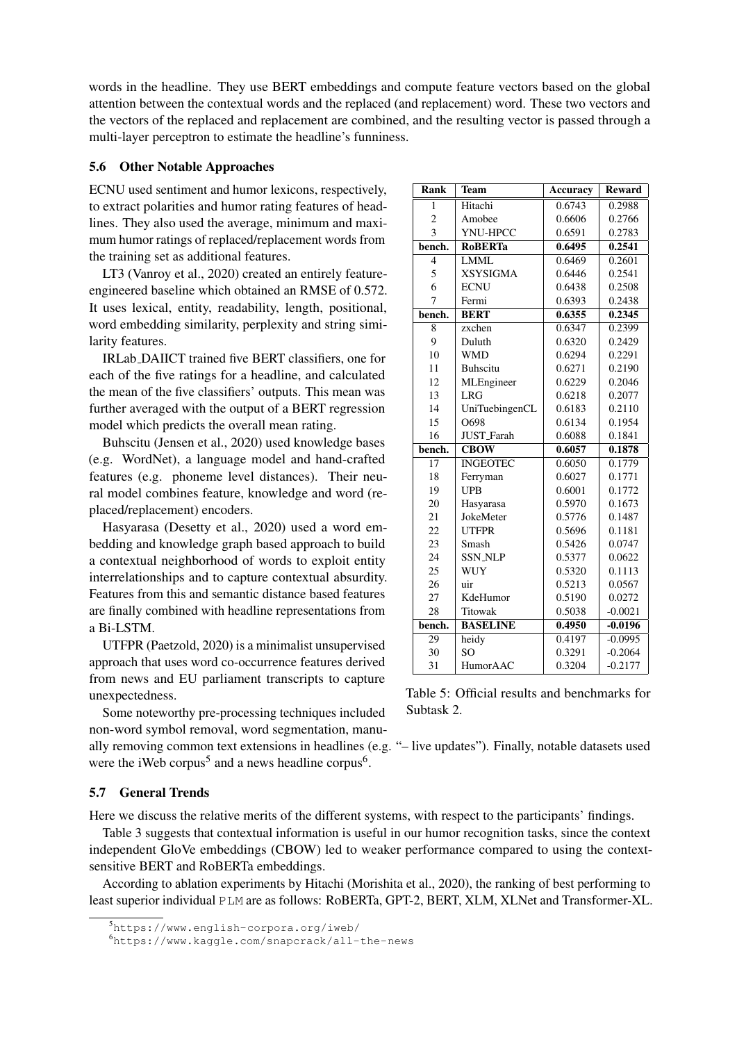words in the headline. They use BERT embeddings and compute feature vectors based on the global attention between the contextual words and the replaced (and replacement) word. These two vectors and the vectors of the replaced and replacement are combined, and the resulting vector is passed through a multi-layer perceptron to estimate the headline's funniness.

### 5.6 Other Notable Approaches

ECNU used sentiment and humor lexicons, respectively, to extract polarities and humor rating features of headlines. They also used the average, minimum and maximum humor ratings of replaced/replacement words from the training set as additional features.

LT3 (Vanroy et al., 2020) created an entirely feature-engineered baseline which obtained an RMSE of 0.572. It uses lexical, entity, readability, length, positional, word embedding similarity, perplexity and string similarity features.

IRLab_DAIICT trained five BERT classifiers, one for each of the five ratings for a headline, and calculated the mean of the five classifiers' outputs. This mean was further averaged with the output of a BERT regression model which predicts the overall mean rating.

Buhscitu (Jensen et al., 2020) used knowledge bases (e.g. WordNet), a language model and hand-crafted features (e.g. phoneme level distances). Their neural model combines feature, knowledge and word (replaced/replacement) encoders.

Hasyarasa (Desetty et al., 2020) used a word embedding and knowledge graph based approach to build a contextual neighborhood of words to exploit entity interrelationships and to capture contextual absurdity. Features from this and semantic distance based features are finally combined with headline representations from a Bi-LSTM.

UTFPR (Paetzold, 2020) is a minimalist unsupervised approach that uses word co-occurrence features derived from news and EU parliament transcripts to capture unexpectedness.

Some noteworthy pre-processing techniques included non-word symbol removal, word segmentation, manually removing common text extensions in headlines (e.g. "– live updates"). Finally, notable datasets used were the iWeb corpus[5] and a news headline corpus[6].

| Rank | Team | Accuracy | Reward |
|---|---|---|---|
| 1 | Hitachi | 0.6743 | 0.2988 |
| 2 | Amobee | 0.6606 | 0.2766 |
| 3 | YNU-HPCC | 0.6591 | 0.2783 |
| **bench.** | **RoBERTa** | **0.6495** | **0.2541** |
| 4 | LMML | 0.6469 | 0.2601 |
| 5 | XSYSIGMA | 0.6446 | 0.2541 |
| 6 | ECNU | 0.6438 | 0.2508 |
| 7 | Fermi | 0.6393 | 0.2438 |
| **bench.** | **BERT** | **0.6355** | **0.2345** |
| 8 | zxchen | 0.6347 | 0.2399 |
| 9 | Duluth | 0.6320 | 0.2429 |
| 10 | WMD | 0.6294 | 0.2291 |
| 11 | Buhscitu | 0.6271 | 0.2190 |
| 12 | MLEngineer | 0.6229 | 0.2046 |
| 13 | LRG | 0.6218 | 0.2077 |
| 14 | UniTuebingenCL | 0.6183 | 0.2110 |
| 15 | O698 | 0.6134 | 0.1954 |
| 16 | JUST_Farah | 0.6088 | 0.1841 |
| **bench.** | **CBOW** | **0.6057** | **0.1878** |
| 17 | INGEOTEC | 0.6050 | 0.1779 |
| 18 | Ferryman | 0.6027 | 0.1771 |
| 19 | UPB | 0.6001 | 0.1772 |
| 20 | Hasyarasa | 0.5970 | 0.1673 |
| 21 | JokeMeter | 0.5776 | 0.1487 |
| 22 | UTFPR | 0.5696 | 0.1181 |
| 23 | Smash | 0.5426 | 0.0747 |
| 24 | SSN_NLP | 0.5377 | 0.0622 |
| 25 | WUY | 0.5320 | 0.1113 |
| 26 | uir | 0.5213 | 0.0567 |
| 27 | KdeHumor | 0.5190 | 0.0272 |
| 28 | Titowak | 0.5038 | -0.0021 |
| **bench.** | **BASELINE** | **0.4950** | **-0.0196** |
| 29 | heidy | 0.4197 | -0.0995 |
| 30 | SO | 0.3291 | -0.2064 |
| 31 | HumorAAC | 0.3204 | -0.2177 |

Table 5: Official results and benchmarks for Subtask 2.

### 5.7 General Trends

Here we discuss the relative merits of the different systems, with respect to the participants' findings.

Table 3 suggests that contextual information is useful in our humor recognition tasks, since the context independent GloVe embeddings (CBOW) led to weaker performance compared to using the context-sensitive BERT and RoBERTa embeddings.

According to ablation experiments by Hitachi (Morishita et al., 2020), the ranking of best performing to least superior individual PLM are as follows: RoBERTa, GPT-2, BERT, XLM, XLNet and Transformer-XL.

[5] https://www.english-corpora.org/iweb/

[6] https://www.kaggle.com/snapcrack/all-the-news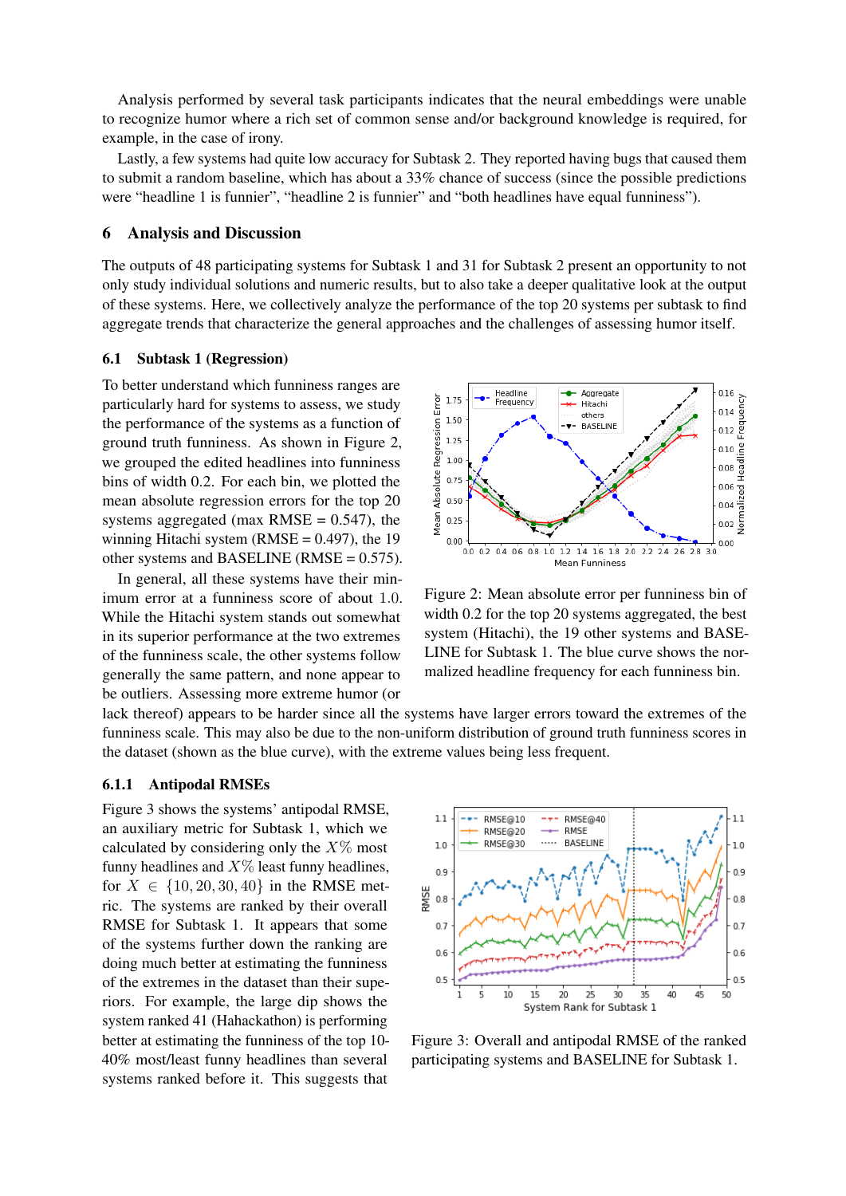Analysis performed by several task participants indicates that the neural embeddings were unable to recognize humor where a rich set of common sense and/or background knowledge is required, for example, in the case of irony.

Lastly, a few systems had quite low accuracy for Subtask 2. They reported having bugs that caused them to submit a random baseline, which has about a 33% chance of success (since the possible predictions were "headline 1 is funnier", "headline 2 is funnier" and "both headlines have equal funniness").

## 6 Analysis and Discussion

The outputs of 48 participating systems for Subtask 1 and 31 for Subtask 2 present an opportunity to not only study individual solutions and numeric results, but to also take a deeper qualitative look at the output of these systems. Here, we collectively analyze the performance of the top 20 systems per subtask to find aggregate trends that characterize the general approaches and the challenges of assessing humor itself.

### 6.1 Subtask 1 (Regression)

To better understand which funniness ranges are particularly hard for systems to assess, we study the performance of the systems as a function of ground truth funniness. As shown in Figure 2, we grouped the edited headlines into funniness bins of width 0.2. For each bin, we plotted the mean absolute regression errors for the top 20 systems aggregated (max RMSE = 0.547), the winning Hitachi system (RMSE = 0.497), the 19 other systems and BASELINE (RMSE = 0.575).

In general, all these systems have their minimum error at a funniness score of about 1.0. While the Hitachi system stands out somewhat in its superior performance at the two extremes of the funniness scale, the other systems follow generally the same pattern, and none appear to be outliers. Assessing more extreme humor (or lack thereof) appears to be harder since all the systems have larger errors toward the extremes of the funniness scale. This may also be due to the non-uniform distribution of ground truth funniness scores in the dataset (shown as the blue curve), with the extreme values being less frequent.

Figure 2: Mean absolute error per funniness bin of width 0.2 for the top 20 systems aggregated, the best system (Hitachi), the 19 other systems and BASELINE for Subtask 1. The blue curve shows the normalized headline frequency for each funniness bin.

#### 6.1.1 Antipodal RMSEs

Figure 3 shows the systems' antipodal RMSE, an auxiliary metric for Subtask 1, which we calculated by considering only the $X\%$ most funny headlines and $X\%$ least funny headlines, for $X \in \{10, 20, 30, 40\}$ in the RMSE metric. The systems are ranked by their overall RMSE for Subtask 1. It appears that some of the systems further down the ranking are doing much better at estimating the funniness of the extremes in the dataset than their superiors. For example, the large dip shows the system ranked 41 (Hahackathon) is performing better at estimating the funniness of the top 10-40% most/least funny headlines than several systems ranked before it. This suggests that

Figure 3: Overall and antipodal RMSE of the ranked participating systems and BASELINE for Subtask 1.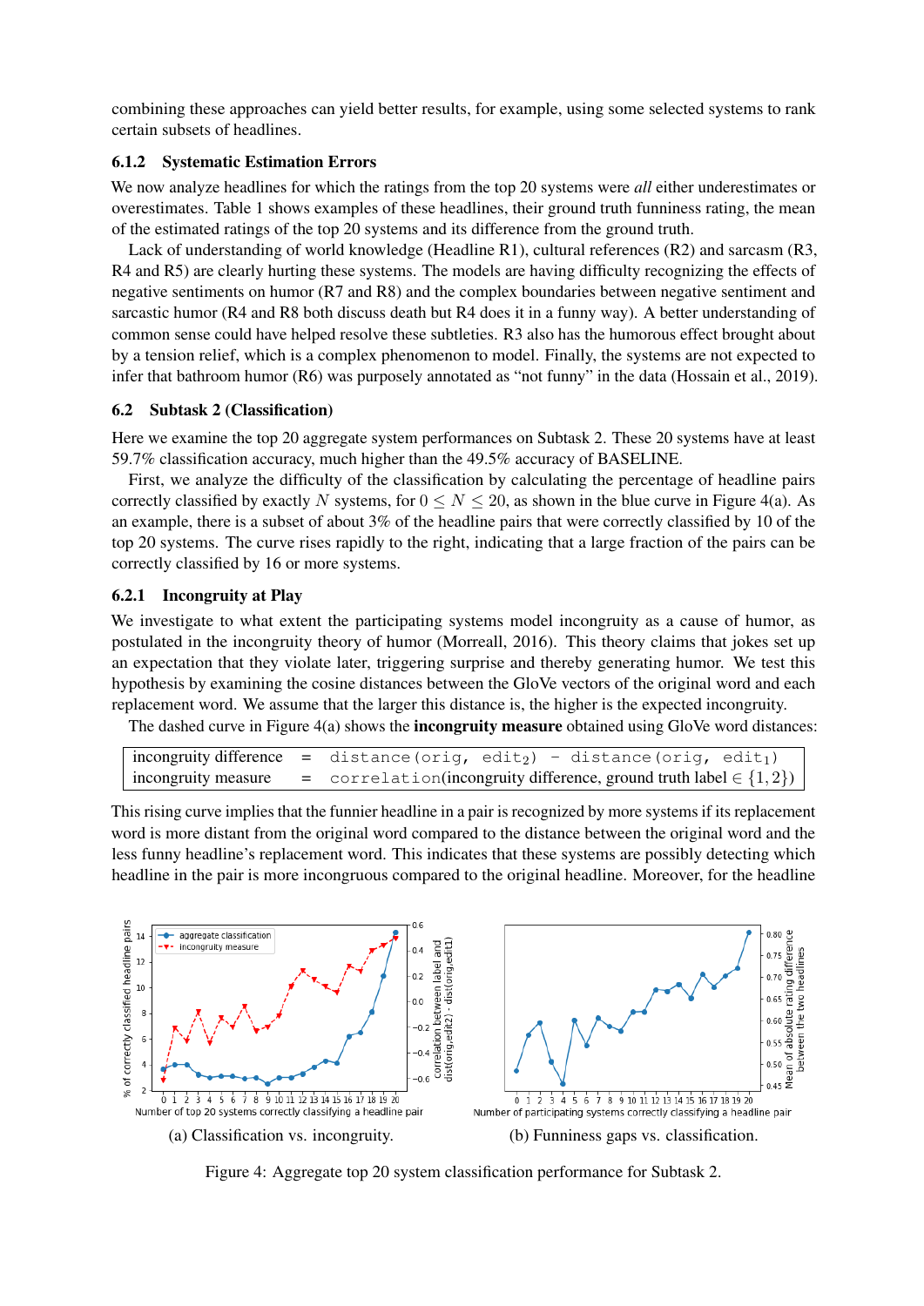combining these approaches can yield better results, for example, using some selected systems to rank certain subsets of headlines.

### 6.1.2 Systematic Estimation Errors

We now analyze headlines for which the ratings from the top 20 systems were *all* either underestimates or overestimates. Table 1 shows examples of these headlines, their ground truth funniness rating, the mean of the estimated ratings of the top 20 systems and its difference from the ground truth.

Lack of understanding of world knowledge (Headline R1), cultural references (R2) and sarcasm (R3, R4 and R5) are clearly hurting these systems. The models are having difficulty recognizing the effects of negative sentiments on humor (R7 and R8) and the complex boundaries between negative sentiment and sarcastic humor (R4 and R8 both discuss death but R4 does it in a funny way). A better understanding of common sense could have helped resolve these subtleties. R3 also has the humorous effect brought about by a tension relief, which is a complex phenomenon to model. Finally, the systems are not expected to infer that bathroom humor (R6) was purposely annotated as "not funny" in the data (Hossain et al., 2019).

## 6.2 Subtask 2 (Classification)

Here we examine the top 20 aggregate system performances on Subtask 2. These 20 systems have at least 59.7% classification accuracy, much higher than the 49.5% accuracy of BASELINE.

First, we analyze the difficulty of the classification by calculating the percentage of headline pairs correctly classified by exactly $N$ systems, for $0 \leq N \leq 20$, as shown in the blue curve in Figure 4(a). As an example, there is a subset of about 3% of the headline pairs that were correctly classified by 10 of the top 20 systems. The curve rises rapidly to the right, indicating that a large fraction of the pairs can be correctly classified by 16 or more systems.

### 6.2.1 Incongruity at Play

We investigate to what extent the participating systems model incongruity as a cause of humor, as postulated in the incongruity theory of humor (Morreall, 2016). This theory claims that jokes set up an expectation that they violate later, triggering surprise and thereby generating humor. We test this hypothesis by examining the cosine distances between the GloVe vectors of the original word and each replacement word. We assume that the larger this distance is, the higher is the expected incongruity.

The dashed curve in Figure 4(a) shows the **incongruity measure** obtained using GloVe word distances:

| | | |
|---|---|---|
| incongruity difference | = | `distance(orig, edit`$_2$`)` − `distance(orig, edit`$_1$`)` |
| incongruity measure | = | `correlation`(incongruity difference, ground truth label $\in \{1, 2\}$) |

This rising curve implies that the funnier headline in a pair is recognized by more systems if its replacement word is more distant from the original word compared to the distance between the original word and the less funny headline's replacement word. This indicates that these systems are possibly detecting which headline in the pair is more incongruous compared to the original headline. Moreover, for the headline

(a) Classification vs. incongruity.

(b) Funniness gaps vs. classification.

Figure 4: Aggregate top 20 system classification performance for Subtask 2.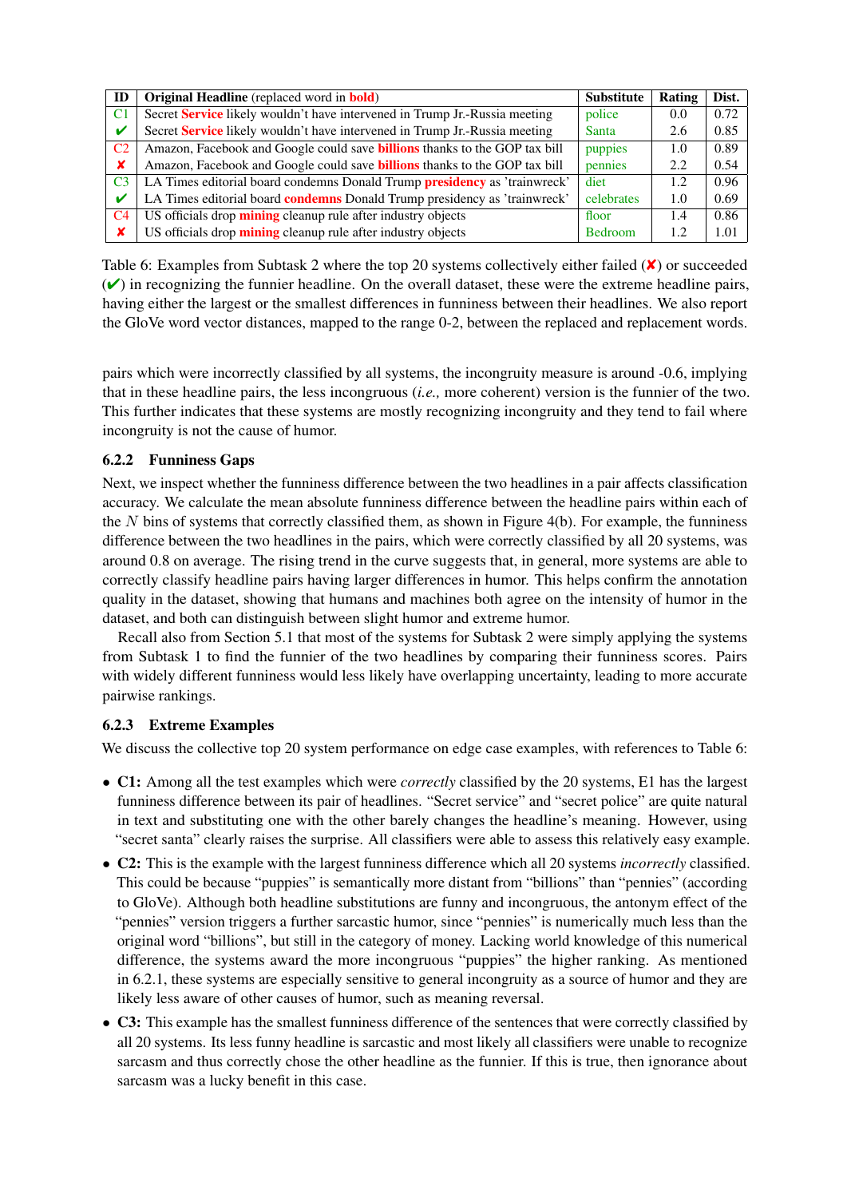| ID | **Original Headline** (replaced word in **bold**) | **Substitute** | **Rating** | **Dist.** |
|---|---|---|---|---|
| C1 | Secret **Service** likely wouldn't have intervened in Trump Jr.-Russia meeting | police | 0.0 | 0.72 |
| ✔ | Secret **Service** likely wouldn't have intervened in Trump Jr.-Russia meeting | Santa | 2.6 | 0.85 |
| C2 | Amazon, Facebook and Google could save **billions** thanks to the GOP tax bill | puppies | 1.0 | 0.89 |
| ✘ | Amazon, Facebook and Google could save **billions** thanks to the GOP tax bill | pennies | 2.2 | 0.54 |
| C3 | LA Times editorial board condemns Donald Trump **presidency** as 'trainwreck' | diet | 1.2 | 0.96 |
| ✔ | LA Times editorial board **condemns** Donald Trump presidency as 'trainwreck' | celebrates | 1.0 | 0.69 |
| C4 | US officials drop **mining** cleanup rule after industry objects | floor | 1.4 | 0.86 |
| ✘ | US officials drop **mining** cleanup rule after industry objects | Bedroom | 1.2 | 1.01 |

Table 6: Examples from Subtask 2 where the top 20 systems collectively either failed (✘) or succeeded (✔) in recognizing the funnier headline. On the overall dataset, these were the extreme headline pairs, having either the largest or the smallest differences in funniness between their headlines. We also report the GloVe word vector distances, mapped to the range 0-2, between the replaced and replacement words.

pairs which were incorrectly classified by all systems, the incongruity measure is around -0.6, implying that in these headline pairs, the less incongruous (*i.e.,* more coherent) version is the funnier of the two. This further indicates that these systems are mostly recognizing incongruity and they tend to fail where incongruity is not the cause of humor.

### 6.2.2 Funniness Gaps

Next, we inspect whether the funniness difference between the two headlines in a pair affects classification accuracy. We calculate the mean absolute funniness difference between the headline pairs within each of the $N$ bins of systems that correctly classified them, as shown in Figure 4(b). For example, the funniness difference between the two headlines in the pairs, which were correctly classified by all 20 systems, was around 0.8 on average. The rising trend in the curve suggests that, in general, more systems are able to correctly classify headline pairs having larger differences in humor. This helps confirm the annotation quality in the dataset, showing that humans and machines both agree on the intensity of humor in the dataset, and both can distinguish between slight humor and extreme humor.

Recall also from Section 5.1 that most of the systems for Subtask 2 were simply applying the systems from Subtask 1 to find the funnier of the two headlines by comparing their funniness scores. Pairs with widely different funniness would less likely have overlapping uncertainty, leading to more accurate pairwise rankings.

### 6.2.3 Extreme Examples

We discuss the collective top 20 system performance on edge case examples, with references to Table 6:

- **C1:** Among all the test examples which were *correctly* classified by the 20 systems, E1 has the largest funniness difference between its pair of headlines. "Secret service" and "secret police" are quite natural in text and substituting one with the other barely changes the headline's meaning. However, using "secret santa" clearly raises the surprise. All classifiers were able to assess this relatively easy example.
- **C2:** This is the example with the largest funniness difference which all 20 systems *incorrectly* classified. This could be because "puppies" is semantically more distant from "billions" than "pennies" (according to GloVe). Although both headline substitutions are funny and incongruous, the antonym effect of the "pennies" version triggers a further sarcastic humor, since "pennies" is numerically much less than the original word "billions", but still in the category of money. Lacking world knowledge of this numerical difference, the systems award the more incongruous "puppies" the higher ranking. As mentioned in 6.2.1, these systems are especially sensitive to general incongruity as a source of humor and they are likely less aware of other causes of humor, such as meaning reversal.
- **C3:** This example has the smallest funniness difference of the sentences that were correctly classified by all 20 systems. Its less funny headline is sarcastic and most likely all classifiers were unable to recognize sarcasm and thus correctly chose the other headline as the funnier. If this is true, then ignorance about sarcasm was a lucky benefit in this case.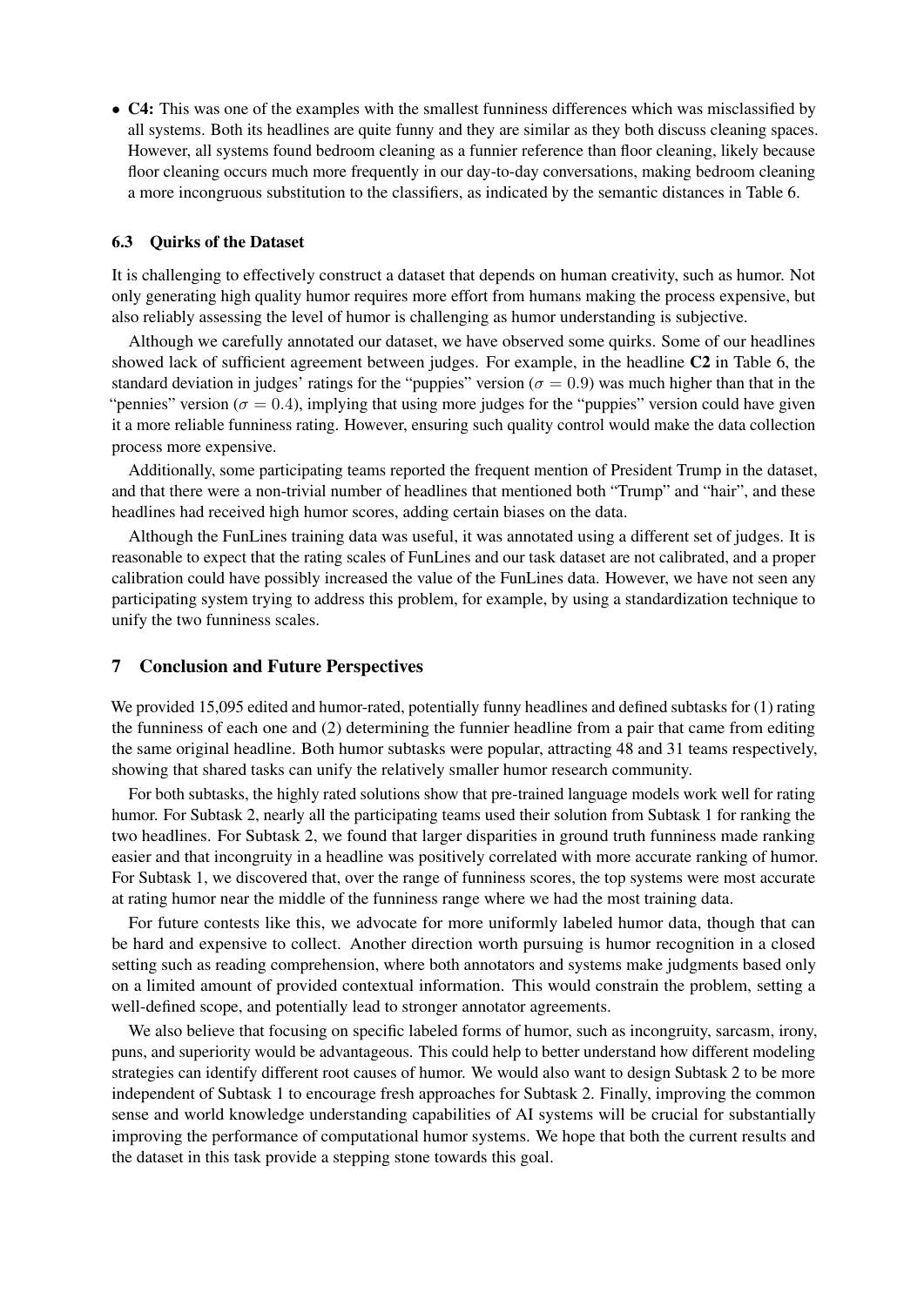- **C4:** This was one of the examples with the smallest funniness differences which was misclassified by all systems. Both its headlines are quite funny and they are similar as they both discuss cleaning spaces. However, all systems found bedroom cleaning as a funnier reference than floor cleaning, likely because floor cleaning occurs much more frequently in our day-to-day conversations, making bedroom cleaning a more incongruous substitution to the classifiers, as indicated by the semantic distances in Table 6.

### 6.3 Quirks of the Dataset

It is challenging to effectively construct a dataset that depends on human creativity, such as humor. Not only generating high quality humor requires more effort from humans making the process expensive, but also reliably assessing the level of humor is challenging as humor understanding is subjective.

Although we carefully annotated our dataset, we have observed some quirks. Some of our headlines showed lack of sufficient agreement between judges. For example, in the headline **C2** in Table 6, the standard deviation in judges' ratings for the "puppies" version ($\sigma = 0.9$) was much higher than that in the "pennies" version ($\sigma = 0.4$), implying that using more judges for the "puppies" version could have given it a more reliable funniness rating. However, ensuring such quality control would make the data collection process more expensive.

Additionally, some participating teams reported the frequent mention of President Trump in the dataset, and that there were a non-trivial number of headlines that mentioned both "Trump" and "hair", and these headlines had received high humor scores, adding certain biases on the data.

Although the FunLines training data was useful, it was annotated using a different set of judges. It is reasonable to expect that the rating scales of FunLines and our task dataset are not calibrated, and a proper calibration could have possibly increased the value of the FunLines data. However, we have not seen any participating system trying to address this problem, for example, by using a standardization technique to unify the two funniness scales.

## 7 Conclusion and Future Perspectives

We provided 15,095 edited and humor-rated, potentially funny headlines and defined subtasks for (1) rating the funniness of each one and (2) determining the funnier headline from a pair that came from editing the same original headline. Both humor subtasks were popular, attracting 48 and 31 teams respectively, showing that shared tasks can unify the relatively smaller humor research community.

For both subtasks, the highly rated solutions show that pre-trained language models work well for rating humor. For Subtask 2, nearly all the participating teams used their solution from Subtask 1 for ranking the two headlines. For Subtask 2, we found that larger disparities in ground truth funniness made ranking easier and that incongruity in a headline was positively correlated with more accurate ranking of humor. For Subtask 1, we discovered that, over the range of funniness scores, the top systems were most accurate at rating humor near the middle of the funniness range where we had the most training data.

For future contests like this, we advocate for more uniformly labeled humor data, though that can be hard and expensive to collect. Another direction worth pursuing is humor recognition in a closed setting such as reading comprehension, where both annotators and systems make judgments based only on a limited amount of provided contextual information. This would constrain the problem, setting a well-defined scope, and potentially lead to stronger annotator agreements.

We also believe that focusing on specific labeled forms of humor, such as incongruity, sarcasm, irony, puns, and superiority would be advantageous. This could help to better understand how different modeling strategies can identify different root causes of humor. We would also want to design Subtask 2 to be more independent of Subtask 1 to encourage fresh approaches for Subtask 2. Finally, improving the common sense and world knowledge understanding capabilities of AI systems will be crucial for substantially improving the performance of computational humor systems. We hope that both the current results and the dataset in this task provide a stepping stone towards this goal.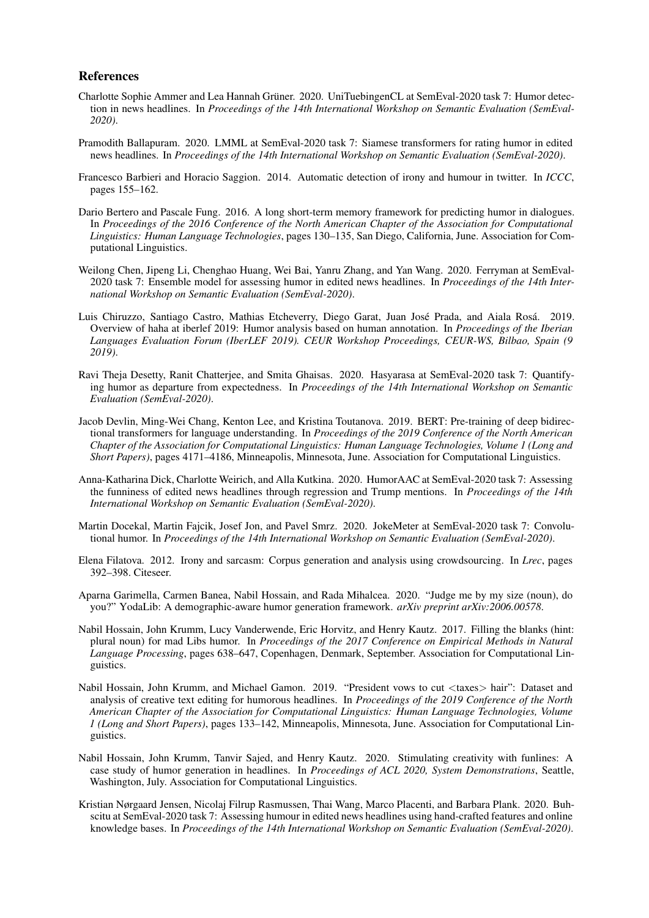## References

Charlotte Sophie Ammer and Lea Hannah Grüner. 2020. UniTuebingenCL at SemEval-2020 task 7: Humor detection in news headlines. In *Proceedings of the 14th International Workshop on Semantic Evaluation (SemEval-2020)*.

Pramodith Ballapuram. 2020. LMML at SemEval-2020 task 7: Siamese transformers for rating humor in edited news headlines. In *Proceedings of the 14th International Workshop on Semantic Evaluation (SemEval-2020)*.

Francesco Barbieri and Horacio Saggion. 2014. Automatic detection of irony and humour in twitter. In *ICCC*, pages 155–162.

Dario Bertero and Pascale Fung. 2016. A long short-term memory framework for predicting humor in dialogues. In *Proceedings of the 2016 Conference of the North American Chapter of the Association for Computational Linguistics: Human Language Technologies*, pages 130–135, San Diego, California, June. Association for Computational Linguistics.

Weilong Chen, Jipeng Li, Chenghao Huang, Wei Bai, Yanru Zhang, and Yan Wang. 2020. Ferryman at SemEval-2020 task 7: Ensemble model for assessing humor in edited news headlines. In *Proceedings of the 14th International Workshop on Semantic Evaluation (SemEval-2020)*.

Luis Chiruzzo, Santiago Castro, Mathias Etcheverry, Diego Garat, Juan José Prada, and Aiala Rosá. 2019. Overview of haha at iberlef 2019: Humor analysis based on human annotation. In *Proceedings of the Iberian Languages Evaluation Forum (IberLEF 2019). CEUR Workshop Proceedings, CEUR-WS, Bilbao, Spain (9 2019)*.

Ravi Theja Desetty, Ranit Chatterjee, and Smita Ghaisas. 2020. Hasyarasa at SemEval-2020 task 7: Quantifying humor as departure from expectedness. In *Proceedings of the 14th International Workshop on Semantic Evaluation (SemEval-2020)*.

Jacob Devlin, Ming-Wei Chang, Kenton Lee, and Kristina Toutanova. 2019. BERT: Pre-training of deep bidirectional transformers for language understanding. In *Proceedings of the 2019 Conference of the North American Chapter of the Association for Computational Linguistics: Human Language Technologies, Volume 1 (Long and Short Papers)*, pages 4171–4186, Minneapolis, Minnesota, June. Association for Computational Linguistics.

Anna-Katharina Dick, Charlotte Weirich, and Alla Kutkina. 2020. HumorAAC at SemEval-2020 task 7: Assessing the funniness of edited news headlines through regression and Trump mentions. In *Proceedings of the 14th International Workshop on Semantic Evaluation (SemEval-2020)*.

Martin Docekal, Martin Fajcik, Josef Jon, and Pavel Smrz. 2020. JokeMeter at SemEval-2020 task 7: Convolutional humor. In *Proceedings of the 14th International Workshop on Semantic Evaluation (SemEval-2020)*.

Elena Filatova. 2012. Irony and sarcasm: Corpus generation and analysis using crowdsourcing. In *Lrec*, pages 392–398. Citeseer.

Aparna Garimella, Carmen Banea, Nabil Hossain, and Rada Mihalcea. 2020. "Judge me by my size (noun), do you?" YodaLib: A demographic-aware humor generation framework. *arXiv preprint arXiv:2006.00578*.

Nabil Hossain, John Krumm, Lucy Vanderwende, Eric Horvitz, and Henry Kautz. 2017. Filling the blanks (hint: plural noun) for mad Libs humor. In *Proceedings of the 2017 Conference on Empirical Methods in Natural Language Processing*, pages 638–647, Copenhagen, Denmark, September. Association for Computational Linguistics.

Nabil Hossain, John Krumm, and Michael Gamon. 2019. "President vows to cut <taxes> hair": Dataset and analysis of creative text editing for humorous headlines. In *Proceedings of the 2019 Conference of the North American Chapter of the Association for Computational Linguistics: Human Language Technologies, Volume 1 (Long and Short Papers)*, pages 133–142, Minneapolis, Minnesota, June. Association for Computational Linguistics.

Nabil Hossain, John Krumm, Tanvir Sajed, and Henry Kautz. 2020. Stimulating creativity with funlines: A case study of humor generation in headlines. In *Proceedings of ACL 2020, System Demonstrations*, Seattle, Washington, July. Association for Computational Linguistics.

Kristian Nørgaard Jensen, Nicolaj Filrup Rasmussen, Thai Wang, Marco Placenti, and Barbara Plank. 2020. Buhscitu at SemEval-2020 task 7: Assessing humour in edited news headlines using hand-crafted features and online knowledge bases. In *Proceedings of the 14th International Workshop on Semantic Evaluation (SemEval-2020)*.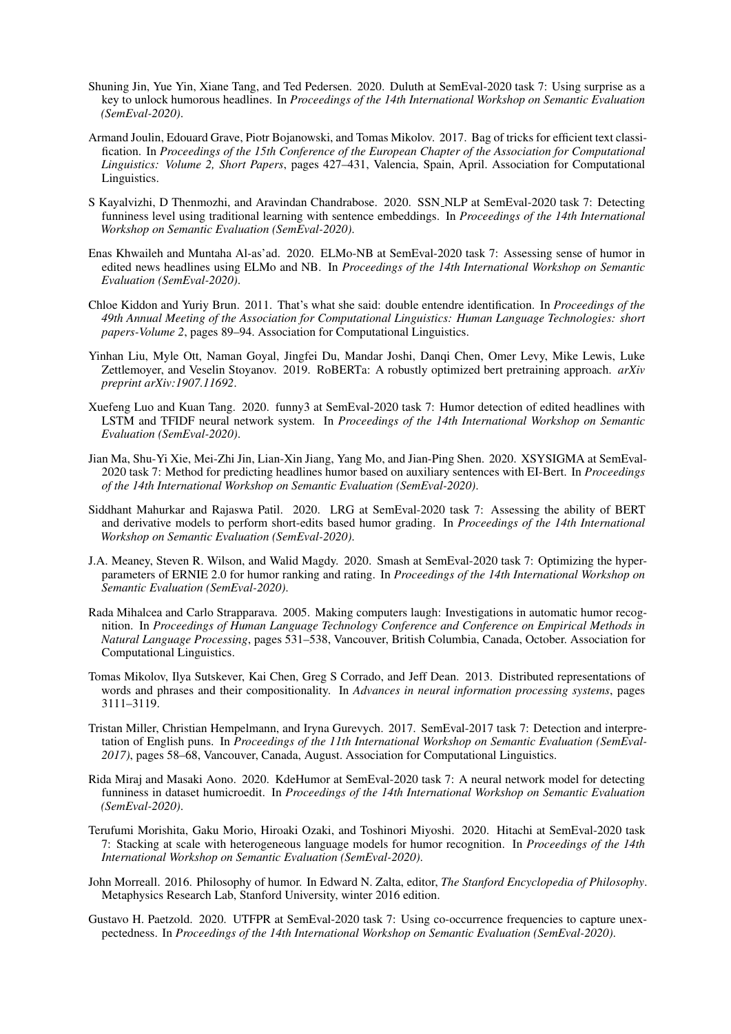Shuning Jin, Yue Yin, Xiane Tang, and Ted Pedersen. 2020. Duluth at SemEval-2020 task 7: Using surprise as a key to unlock humorous headlines. In *Proceedings of the 14th International Workshop on Semantic Evaluation (SemEval-2020)*.

Armand Joulin, Edouard Grave, Piotr Bojanowski, and Tomas Mikolov. 2017. Bag of tricks for efficient text classification. In *Proceedings of the 15th Conference of the European Chapter of the Association for Computational Linguistics: Volume 2, Short Papers*, pages 427–431, Valencia, Spain, April. Association for Computational Linguistics.

S Kayalvizhi, D Thenmozhi, and Aravindan Chandrabose. 2020. SSN_NLP at SemEval-2020 task 7: Detecting funniness level using traditional learning with sentence embeddings. In *Proceedings of the 14th International Workshop on Semantic Evaluation (SemEval-2020)*.

Enas Khwaileh and Muntaha Al-as'ad. 2020. ELMo-NB at SemEval-2020 task 7: Assessing sense of humor in edited news headlines using ELMo and NB. In *Proceedings of the 14th International Workshop on Semantic Evaluation (SemEval-2020)*.

Chloe Kiddon and Yuriy Brun. 2011. That's what she said: double entendre identification. In *Proceedings of the 49th Annual Meeting of the Association for Computational Linguistics: Human Language Technologies: short papers-Volume 2*, pages 89–94. Association for Computational Linguistics.

Yinhan Liu, Myle Ott, Naman Goyal, Jingfei Du, Mandar Joshi, Danqi Chen, Omer Levy, Mike Lewis, Luke Zettlemoyer, and Veselin Stoyanov. 2019. RoBERTa: A robustly optimized bert pretraining approach. *arXiv preprint arXiv:1907.11692*.

Xuefeng Luo and Kuan Tang. 2020. funny3 at SemEval-2020 task 7: Humor detection of edited headlines with LSTM and TFIDF neural network system. In *Proceedings of the 14th International Workshop on Semantic Evaluation (SemEval-2020)*.

Jian Ma, Shu-Yi Xie, Mei-Zhi Jin, Lian-Xin Jiang, Yang Mo, and Jian-Ping Shen. 2020. XSYSIGMA at SemEval-2020 task 7: Method for predicting headlines humor based on auxiliary sentences with EI-Bert. In *Proceedings of the 14th International Workshop on Semantic Evaluation (SemEval-2020)*.

Siddhant Mahurkar and Rajaswa Patil. 2020. LRG at SemEval-2020 task 7: Assessing the ability of BERT and derivative models to perform short-edits based humor grading. In *Proceedings of the 14th International Workshop on Semantic Evaluation (SemEval-2020)*.

J.A. Meaney, Steven R. Wilson, and Walid Magdy. 2020. Smash at SemEval-2020 task 7: Optimizing the hyperparameters of ERNIE 2.0 for humor ranking and rating. In *Proceedings of the 14th International Workshop on Semantic Evaluation (SemEval-2020)*.

Rada Mihalcea and Carlo Strapparava. 2005. Making computers laugh: Investigations in automatic humor recognition. In *Proceedings of Human Language Technology Conference and Conference on Empirical Methods in Natural Language Processing*, pages 531–538, Vancouver, British Columbia, Canada, October. Association for Computational Linguistics.

Tomas Mikolov, Ilya Sutskever, Kai Chen, Greg S Corrado, and Jeff Dean. 2013. Distributed representations of words and phrases and their compositionality. In *Advances in neural information processing systems*, pages 3111–3119.

Tristan Miller, Christian Hempelmann, and Iryna Gurevych. 2017. SemEval-2017 task 7: Detection and interpretation of English puns. In *Proceedings of the 11th International Workshop on Semantic Evaluation (SemEval-2017)*, pages 58–68, Vancouver, Canada, August. Association for Computational Linguistics.

Rida Miraj and Masaki Aono. 2020. KdeHumor at SemEval-2020 task 7: A neural network model for detecting funniness in dataset humicroedit. In *Proceedings of the 14th International Workshop on Semantic Evaluation (SemEval-2020)*.

Terufumi Morishita, Gaku Morio, Hiroaki Ozaki, and Toshinori Miyoshi. 2020. Hitachi at SemEval-2020 task 7: Stacking at scale with heterogeneous language models for humor recognition. In *Proceedings of the 14th International Workshop on Semantic Evaluation (SemEval-2020)*.

John Morreall. 2016. Philosophy of humor. In Edward N. Zalta, editor, *The Stanford Encyclopedia of Philosophy*. Metaphysics Research Lab, Stanford University, winter 2016 edition.

Gustavo H. Paetzold. 2020. UTFPR at SemEval-2020 task 7: Using co-occurrence frequencies to capture unexpectedness. In *Proceedings of the 14th International Workshop on Semantic Evaluation (SemEval-2020)*.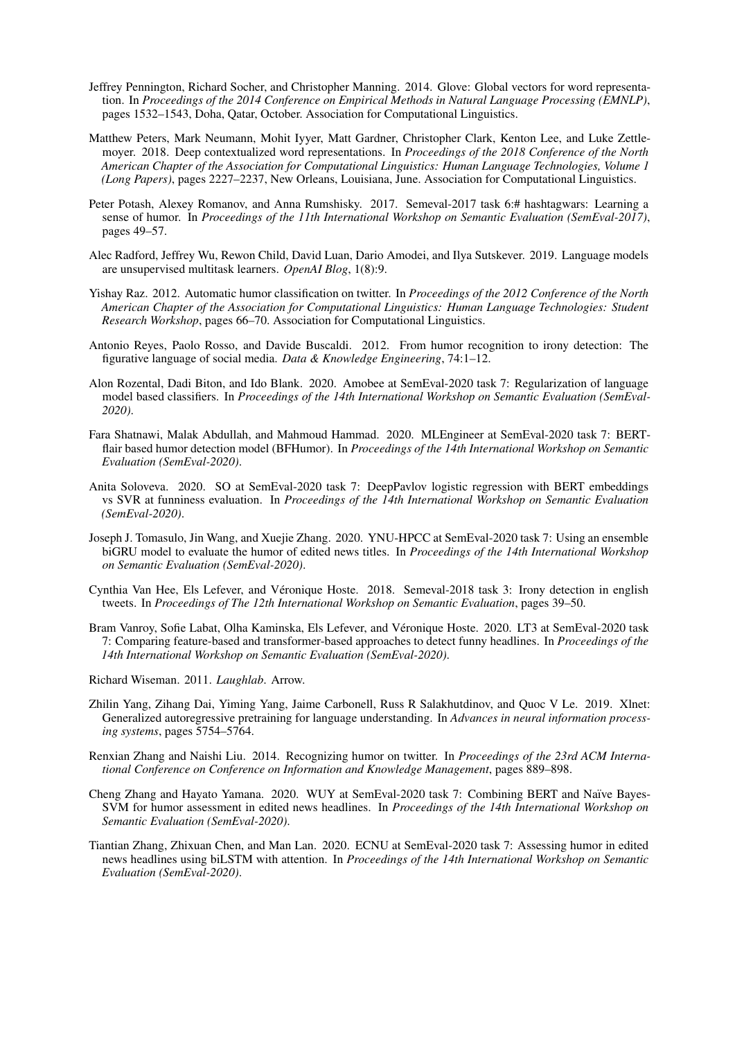Jeffrey Pennington, Richard Socher, and Christopher Manning. 2014. Glove: Global vectors for word representation. In *Proceedings of the 2014 Conference on Empirical Methods in Natural Language Processing (EMNLP)*, pages 1532–1543, Doha, Qatar, October. Association for Computational Linguistics.

Matthew Peters, Mark Neumann, Mohit Iyyer, Matt Gardner, Christopher Clark, Kenton Lee, and Luke Zettlemoyer. 2018. Deep contextualized word representations. In *Proceedings of the 2018 Conference of the North American Chapter of the Association for Computational Linguistics: Human Language Technologies, Volume 1 (Long Papers)*, pages 2227–2237, New Orleans, Louisiana, June. Association for Computational Linguistics.

Peter Potash, Alexey Romanov, and Anna Rumshisky. 2017. Semeval-2017 task 6:# hashtagwars: Learning a sense of humor. In *Proceedings of the 11th International Workshop on Semantic Evaluation (SemEval-2017)*, pages 49–57.

Alec Radford, Jeffrey Wu, Rewon Child, David Luan, Dario Amodei, and Ilya Sutskever. 2019. Language models are unsupervised multitask learners. *OpenAI Blog*, 1(8):9.

Yishay Raz. 2012. Automatic humor classification on twitter. In *Proceedings of the 2012 Conference of the North American Chapter of the Association for Computational Linguistics: Human Language Technologies: Student Research Workshop*, pages 66–70. Association for Computational Linguistics.

Antonio Reyes, Paolo Rosso, and Davide Buscaldi. 2012. From humor recognition to irony detection: The figurative language of social media. *Data & Knowledge Engineering*, 74:1–12.

Alon Rozental, Dadi Biton, and Ido Blank. 2020. Amobee at SemEval-2020 task 7: Regularization of language model based classifiers. In *Proceedings of the 14th International Workshop on Semantic Evaluation (SemEval-2020)*.

Fara Shatnawi, Malak Abdullah, and Mahmoud Hammad. 2020. MLEngineer at SemEval-2020 task 7: BERT-flair based humor detection model (BFHumor). In *Proceedings of the 14th International Workshop on Semantic Evaluation (SemEval-2020)*.

Anita Soloveva. 2020. SO at SemEval-2020 task 7: DeepPavlov logistic regression with BERT embeddings vs SVR at funniness evaluation. In *Proceedings of the 14th International Workshop on Semantic Evaluation (SemEval-2020)*.

Joseph J. Tomasulo, Jin Wang, and Xuejie Zhang. 2020. YNU-HPCC at SemEval-2020 task 7: Using an ensemble biGRU model to evaluate the humor of edited news titles. In *Proceedings of the 14th International Workshop on Semantic Evaluation (SemEval-2020)*.

Cynthia Van Hee, Els Lefever, and Véronique Hoste. 2018. Semeval-2018 task 3: Irony detection in english tweets. In *Proceedings of The 12th International Workshop on Semantic Evaluation*, pages 39–50.

Bram Vanroy, Sofie Labat, Olha Kaminska, Els Lefever, and Véronique Hoste. 2020. LT3 at SemEval-2020 task 7: Comparing feature-based and transformer-based approaches to detect funny headlines. In *Proceedings of the 14th International Workshop on Semantic Evaluation (SemEval-2020)*.

Richard Wiseman. 2011. *Laughlab*. Arrow.

Zhilin Yang, Zihang Dai, Yiming Yang, Jaime Carbonell, Russ R Salakhutdinov, and Quoc V Le. 2019. Xlnet: Generalized autoregressive pretraining for language understanding. In *Advances in neural information processing systems*, pages 5754–5764.

Renxian Zhang and Naishi Liu. 2014. Recognizing humor on twitter. In *Proceedings of the 23rd ACM International Conference on Conference on Information and Knowledge Management*, pages 889–898.

Cheng Zhang and Hayato Yamana. 2020. WUY at SemEval-2020 task 7: Combining BERT and Naïve Bayes-SVM for humor assessment in edited news headlines. In *Proceedings of the 14th International Workshop on Semantic Evaluation (SemEval-2020)*.

Tiantian Zhang, Zhixuan Chen, and Man Lan. 2020. ECNU at SemEval-2020 task 7: Assessing humor in edited news headlines using biLSTM with attention. In *Proceedings of the 14th International Workshop on Semantic Evaluation (SemEval-2020)*.